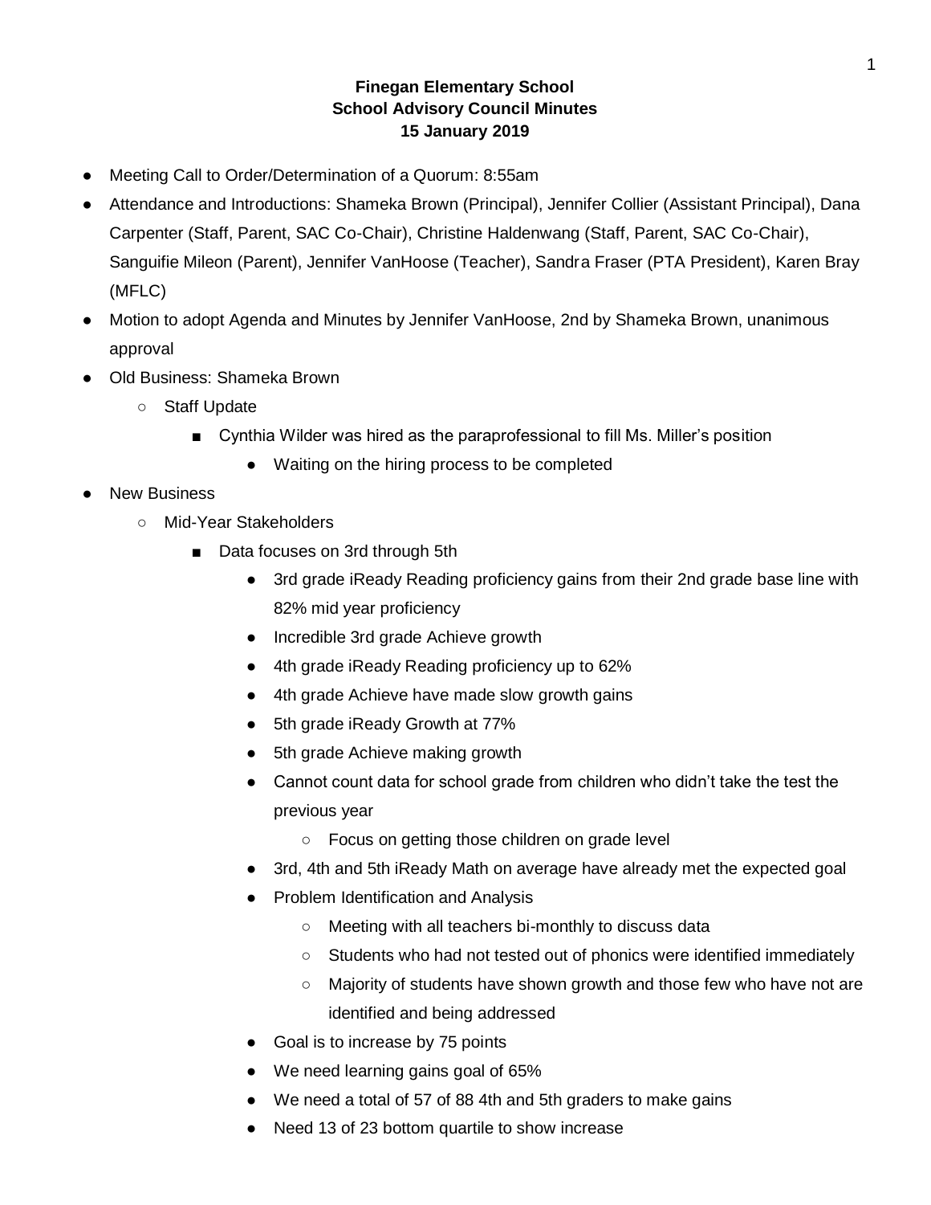**Finegan Elementary School**
**School Advisory Council Minutes**
**15 January 2019**

- Meeting Call to Order/Determination of a Quorum: 8:55am
- Attendance and Introductions: Shameka Brown (Principal), Jennifer Collier (Assistant Principal), Dana Carpenter (Staff, Parent, SAC Co-Chair), Christine Haldenwang (Staff, Parent, SAC Co-Chair), Sanguifie Mileon (Parent), Jennifer VanHoose (Teacher), Sandra Fraser (PTA President), Karen Bray (MFLC)
- Motion to adopt Agenda and Minutes by Jennifer VanHoose, 2nd by Shameka Brown, unanimous approval
- Old Business: Shameka Brown
  - Staff Update
    - Cynthia Wilder was hired as the paraprofessional to fill Ms. Miller's position
      - Waiting on the hiring process to be completed
- New Business
  - Mid-Year Stakeholders
    - Data focuses on 3rd through 5th
      - 3rd grade iReady Reading proficiency gains from their 2nd grade base line with 82% mid year proficiency
      - Incredible 3rd grade Achieve growth
      - 4th grade iReady Reading proficiency up to 62%
      - 4th grade Achieve have made slow growth gains
      - 5th grade iReady Growth at 77%
      - 5th grade Achieve making growth
      - Cannot count data for school grade from children who didn't take the test the previous year
        - Focus on getting those children on grade level
      - 3rd, 4th and 5th iReady Math on average have already met the expected goal
      - Problem Identification and Analysis
        - Meeting with all teachers bi-monthly to discuss data
        - Students who had not tested out of phonics were identified immediately
        - Majority of students have shown growth and those few who have not are identified and being addressed
      - Goal is to increase by 75 points
      - We need learning gains goal of 65%
      - We need a total of 57 of 88 4th and 5th graders to make gains
      - Need 13 of 23 bottom quartile to show increase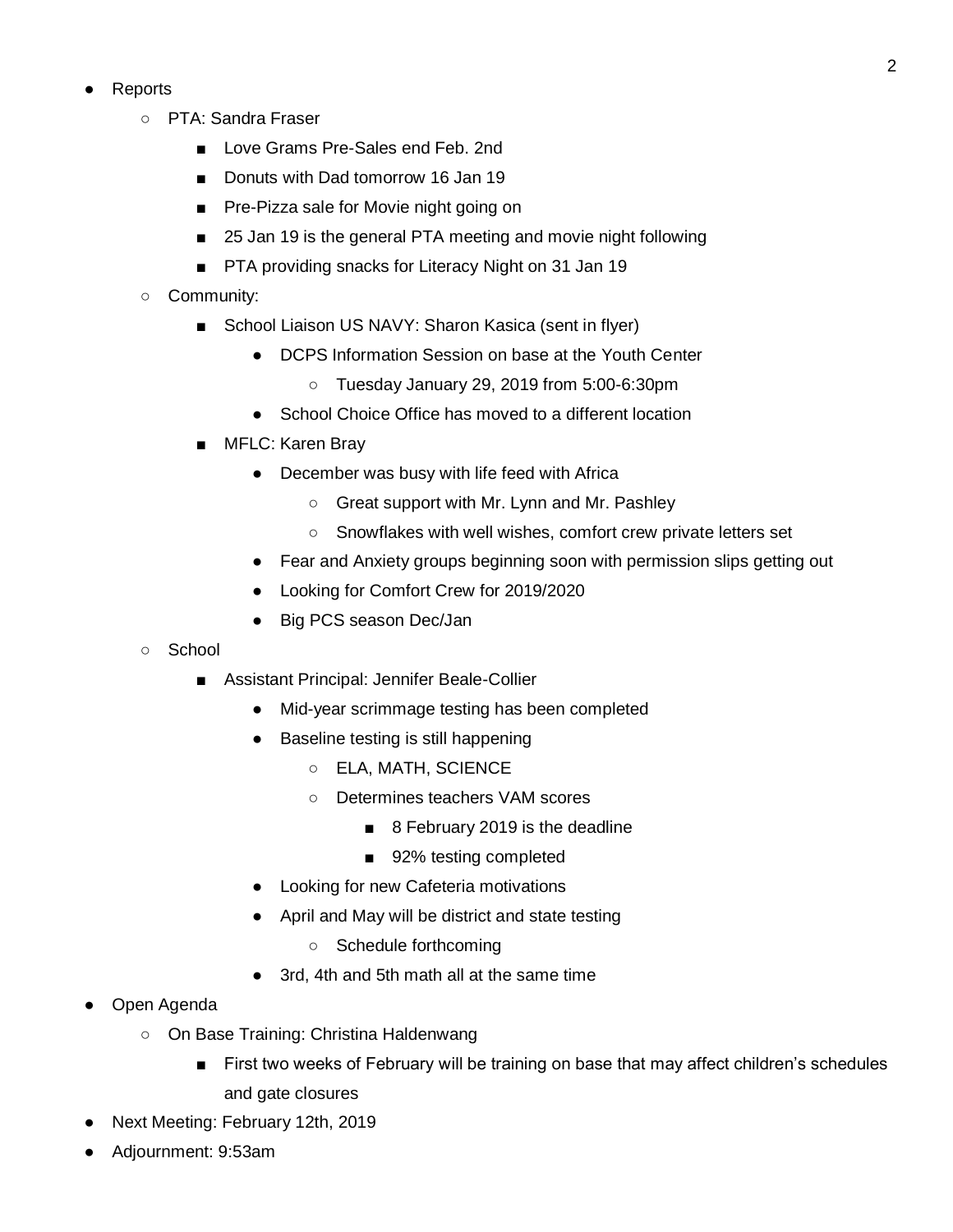- Reports
    - PTA: Sandra Fraser
        - Love Grams Pre-Sales end Feb. 2nd
        - Donuts with Dad tomorrow 16 Jan 19
        - Pre-Pizza sale for Movie night going on
        - 25 Jan 19 is the general PTA meeting and movie night following
        - PTA providing snacks for Literacy Night on 31 Jan 19
    - Community:
        - School Liaison US NAVY: Sharon Kasica (sent in flyer)
            - DCPS Information Session on base at the Youth Center
                - Tuesday January 29, 2019 from 5:00-6:30pm
            - School Choice Office has moved to a different location
        - MFLC: Karen Bray
            - December was busy with life feed with Africa
                - Great support with Mr. Lynn and Mr. Pashley
                - Snowflakes with well wishes, comfort crew private letters set
            - Fear and Anxiety groups beginning soon with permission slips getting out
            - Looking for Comfort Crew for 2019/2020
            - Big PCS season Dec/Jan
    - School
        - Assistant Principal: Jennifer Beale-Collier
            - Mid-year scrimmage testing has been completed
            - Baseline testing is still happening
                - ELA, MATH, SCIENCE
                - Determines teachers VAM scores
                    - 8 February 2019 is the deadline
                    - 92% testing completed
            - Looking for new Cafeteria motivations
            - April and May will be district and state testing
                - Schedule forthcoming
            - 3rd, 4th and 5th math all at the same time
- Open Agenda
    - On Base Training: Christina Haldenwang
        - First two weeks of February will be training on base that may affect children's schedules and gate closures
- Next Meeting: February 12th, 2019
- Adjournment: 9:53am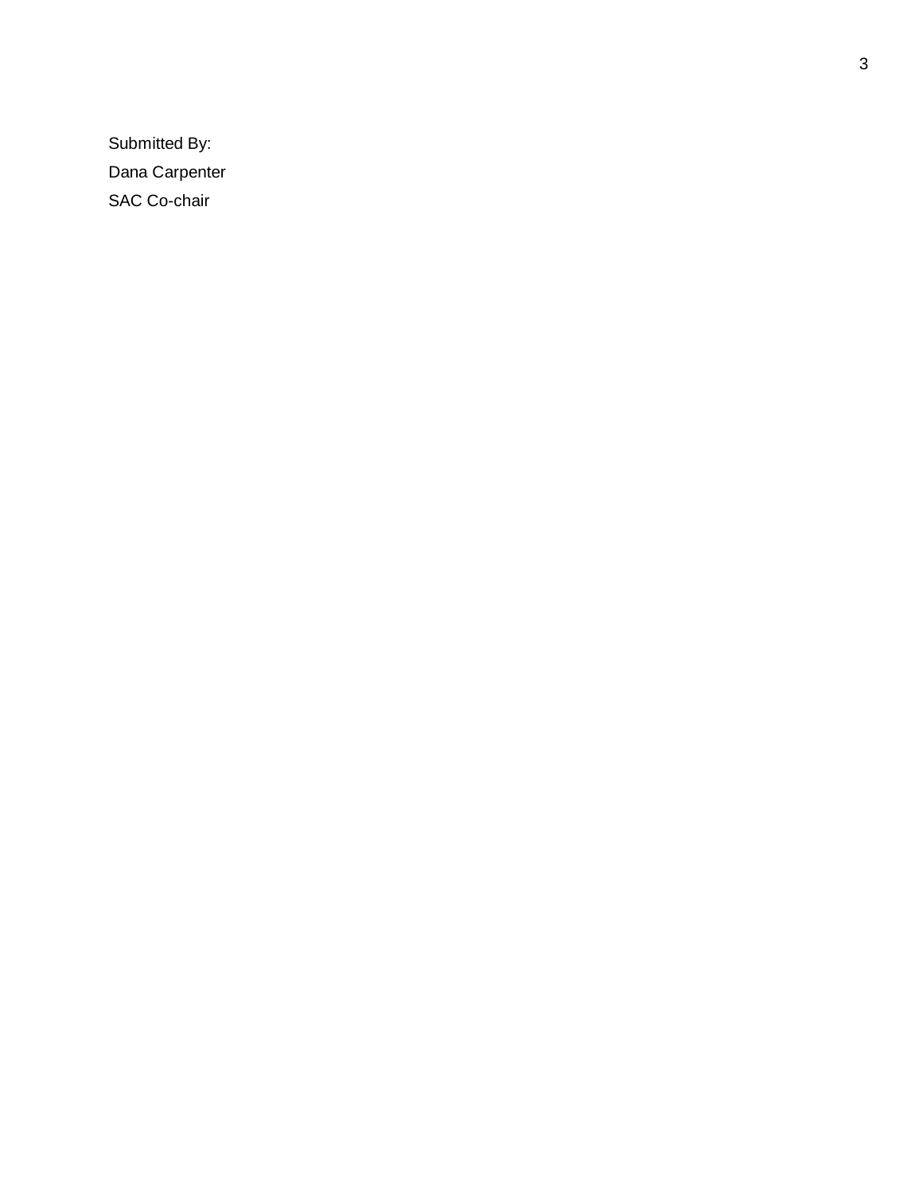Submitted By:

Dana Carpenter

SAC Co-chair